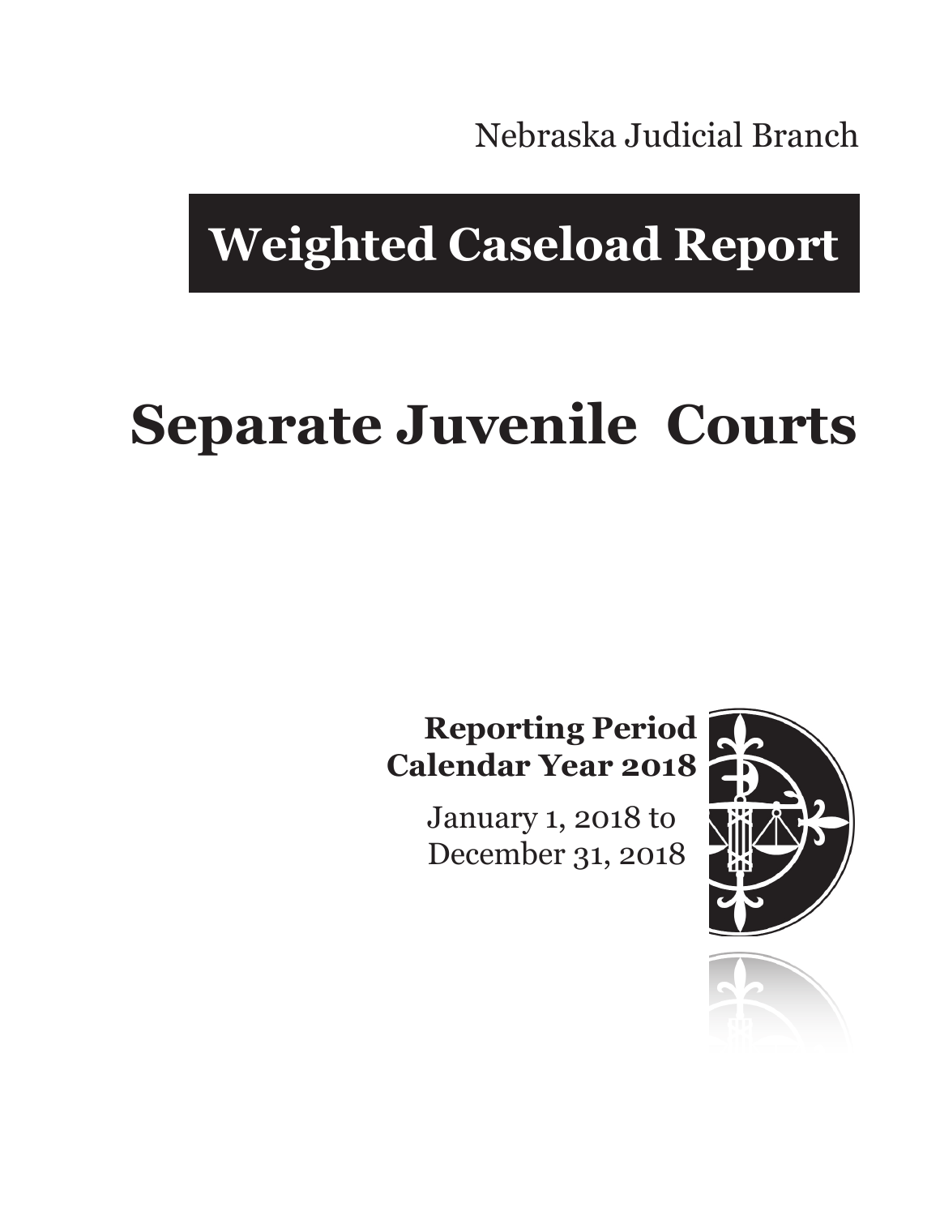Nebraska Judicial Branch

# Weighted Caseload Report

# Separate Juvenile Courts

**Reporting Period**
**Calendar Year 2018**

January 1, 2018 to
December 31, 2018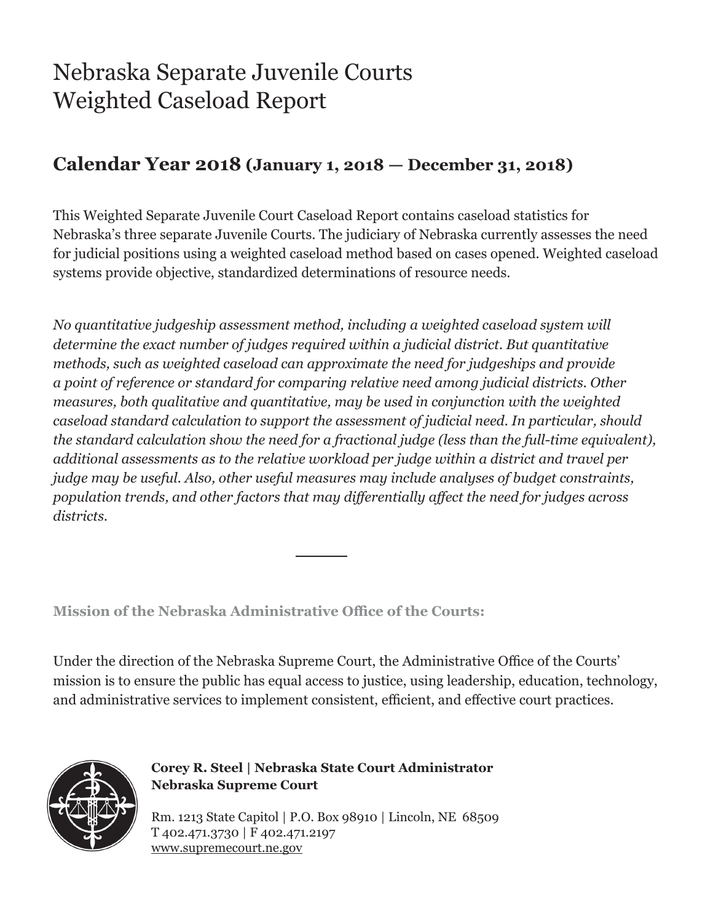# Nebraska Separate Juvenile Courts
# Weighted Caseload Report

## Calendar Year 2018 (January 1, 2018 — December 31, 2018)

This Weighted Separate Juvenile Court Caseload Report contains caseload statistics for Nebraska's three separate Juvenile Courts. The judiciary of Nebraska currently assesses the need for judicial positions using a weighted caseload method based on cases opened. Weighted caseload systems provide objective, standardized determinations of resource needs.

*No quantitative judgeship assessment method, including a weighted caseload system will determine the exact number of judges required within a judicial district. But quantitative methods, such as weighted caseload can approximate the need for judgeships and provide a point of reference or standard for comparing relative need among judicial districts. Other measures, both qualitative and quantitative, may be used in conjunction with the weighted caseload standard calculation to support the assessment of judicial need. In particular, should the standard calculation show the need for a fractional judge (less than the full-time equivalent), additional assessments as to the relative workload per judge within a district and travel per judge may be useful. Also, other useful measures may include analyses of budget constraints, population trends, and other factors that may differentially affect the need for judges across districts.*

---

**Mission of the Nebraska Administrative Office of the Courts:**

Under the direction of the Nebraska Supreme Court, the Administrative Office of the Courts' mission is to ensure the public has equal access to justice, using leadership, education, technology, and administrative services to implement consistent, efficient, and effective court practices.

**Corey R. Steel | Nebraska State Court Administrator**
**Nebraska Supreme Court**

Rm. 1213 State Capitol | P.O. Box 98910 | Lincoln, NE 68509
T 402.471.3730 | F 402.471.2197
www.supremecourt.ne.gov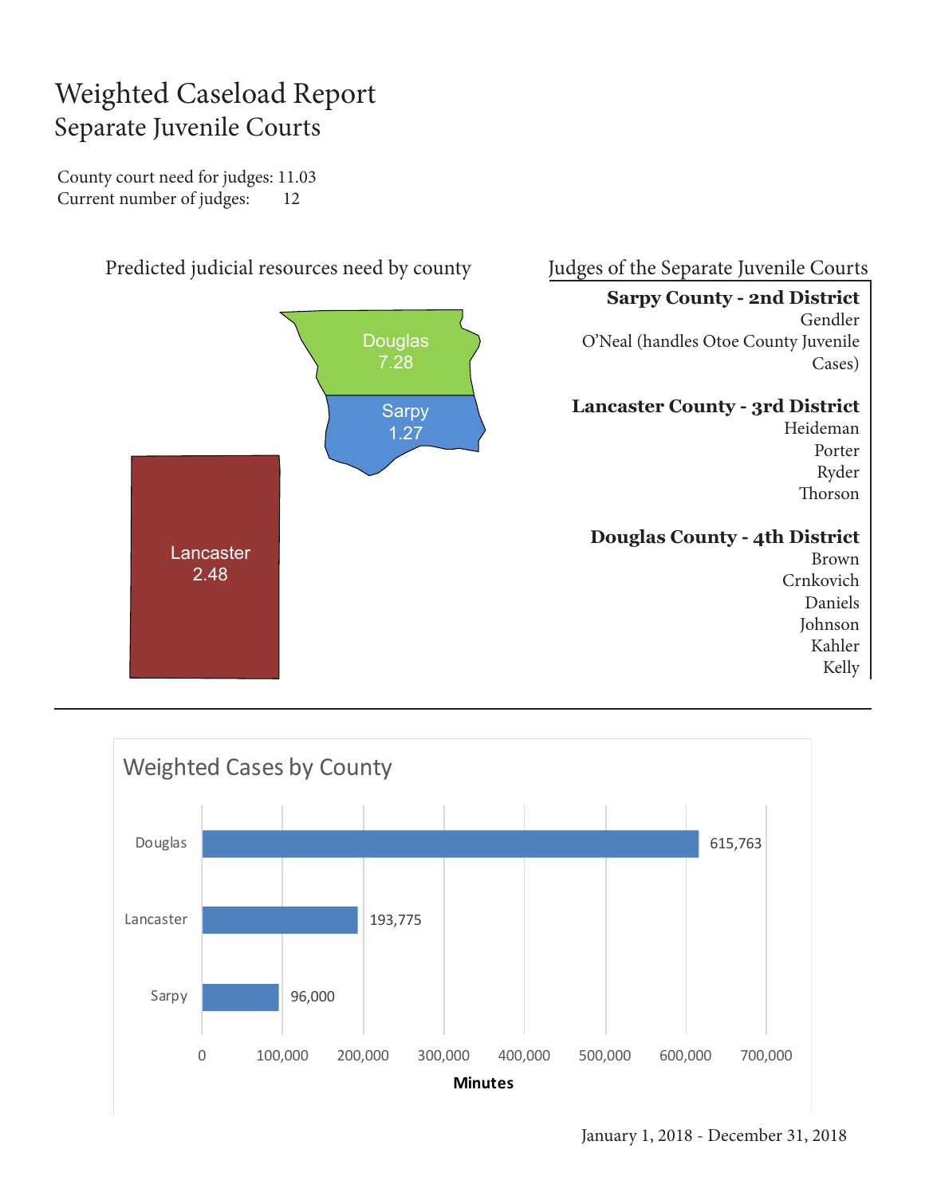# Weighted Caseload Report

## Separate Juvenile Courts

County court need for judges: 11.03
Current number of judges: 12

Predicted judicial resources need by county

Douglas
7.28

Sarpy
1.27

Lancaster
2.48

### Judges of the Separate Juvenile Courts

**Sarpy County - 2nd District**
Gendler
O'Neal (handles Otoe County Juvenile Cases)

**Lancaster County - 3rd District**
Heideman
Porter
Ryder
Thorson

**Douglas County - 4th District**
Brown
Crnkovich
Daniels
Johnson
Kahler
Kelly

---

Weighted Cases by County

Douglas
615,763

Lancaster
193,775

Sarpy
96,000

0
100,000
200,000
300,000
400,000
500,000
600,000
700,000

Minutes

January 1, 2018 - December 31, 2018